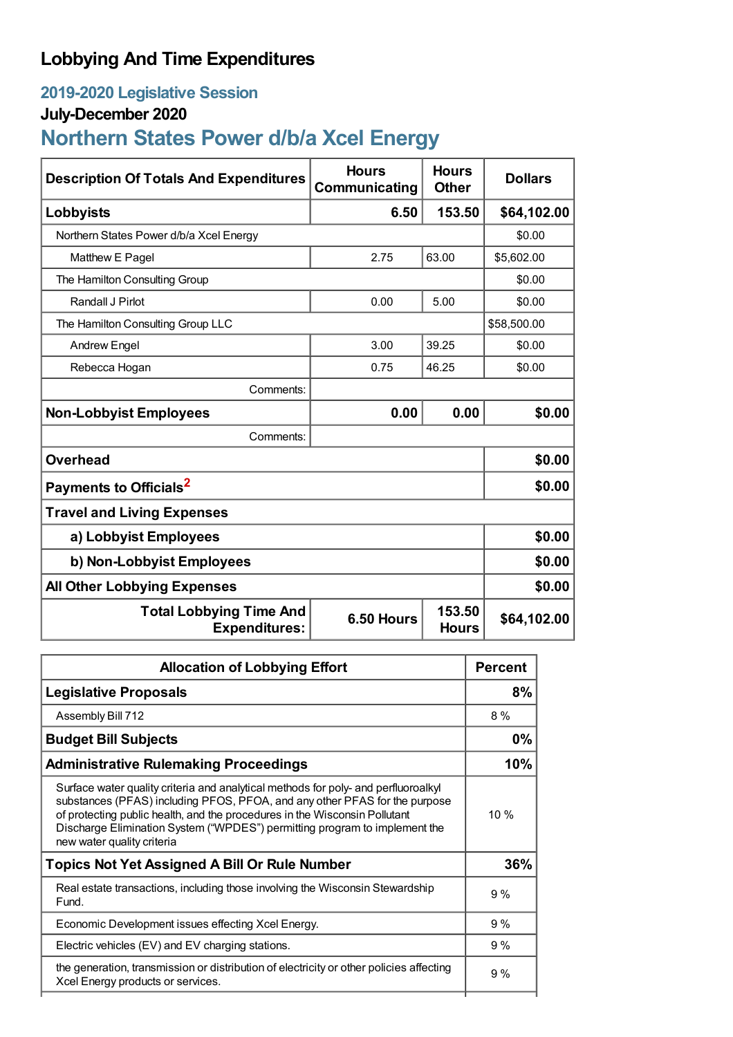# Lobbying And Time Expenditures

## 2019-2020 Legislative Session

### July-December 2020

## Northern States Power d/b/a Xcel Energy

| Description Of Totals And Expenditures | Hours Communicating | Hours Other | Dollars |
|---|---|---|---|
| **Lobbyists** | **6.50** | **153.50** | **$64,102.00** |
| Northern States Power d/b/a Xcel Energy | | | $0.00 |
| Matthew E Pagel | 2.75 | 63.00 | $5,602.00 |
| The Hamilton Consulting Group | | | $0.00 |
| Randall J Pirlot | 0.00 | 5.00 | $0.00 |
| The Hamilton Consulting Group LLC | | | $58,500.00 |
| Andrew Engel | 3.00 | 39.25 | $0.00 |
| Rebecca Hogan | 0.75 | 46.25 | $0.00 |
| Comments: | | | |
| **Non-Lobbyist Employees** | **0.00** | **0.00** | **$0.00** |
| Comments: | | | |
| **Overhead** | | | **$0.00** |
| **Payments to Officials[2]** | | | **$0.00** |
| **Travel and Living Expenses** | | | |
| **a) Lobbyist Employees** | | | **$0.00** |
| **b) Non-Lobbyist Employees** | | | **$0.00** |
| **All Other Lobbying Expenses** | | | **$0.00** |
| **Total Lobbying Time And Expenditures:** | **6.50 Hours** | **153.50 Hours** | **$64,102.00** |

| Allocation of Lobbying Effort | Percent |
|---|---|
| **Legislative Proposals** | **8%** |
| Assembly Bill 712 | 8 % |
| **Budget Bill Subjects** | **0%** |
| **Administrative Rulemaking Proceedings** | **10%** |
| Surface water quality criteria and analytical methods for poly- and perfluoroalkyl substances (PFAS) including PFOS, PFOA, and any other PFAS for the purpose of protecting public health, and the procedures in the Wisconsin Pollutant Discharge Elimination System ("WPDES") permitting program to implement the new water quality criteria | 10 % |
| **Topics Not Yet Assigned A Bill Or Rule Number** | **36%** |
| Real estate transactions, including those involving the Wisconsin Stewardship Fund. | 9 % |
| Economic Development issues effecting Xcel Energy. | 9 % |
| Electric vehicles (EV) and EV charging stations. | 9 % |
| the generation, transmission or distribution of electricity or other policies affecting Xcel Energy products or services. | 9 % |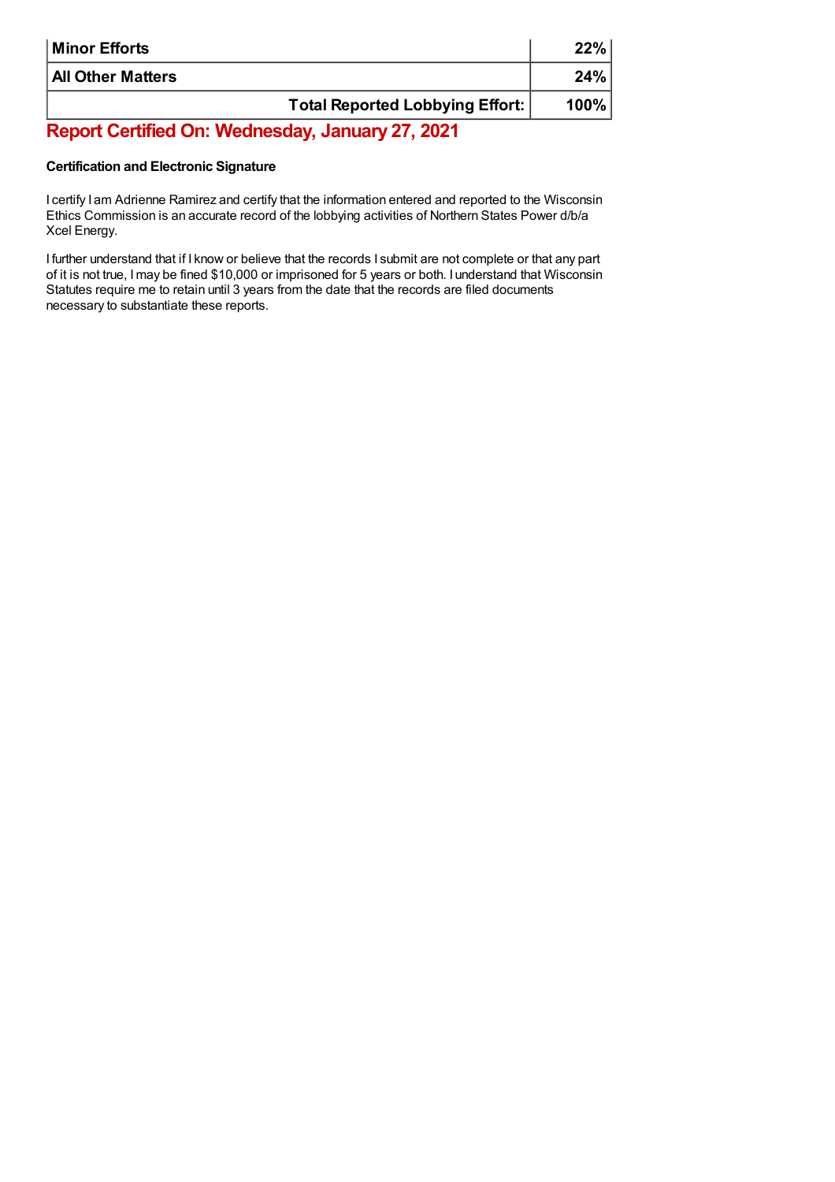| | |
|---|---|
| **Minor Efforts** | **22%** |
| **All Other Matters** | **24%** |
| **Total Reported Lobbying Effort:** | **100%** |

## Report Certified On: Wednesday, January 27, 2021

**Certification and Electronic Signature**

I certify I am Adrienne Ramirez and certify that the information entered and reported to the Wisconsin Ethics Commission is an accurate record of the lobbying activities of Northern States Power d/b/a Xcel Energy.

I further understand that if I know or believe that the records I submit are not complete or that any part of it is not true, I may be fined $10,000 or imprisoned for 5 years or both. I understand that Wisconsin Statutes require me to retain until 3 years from the date that the records are filed documents necessary to substantiate these reports.